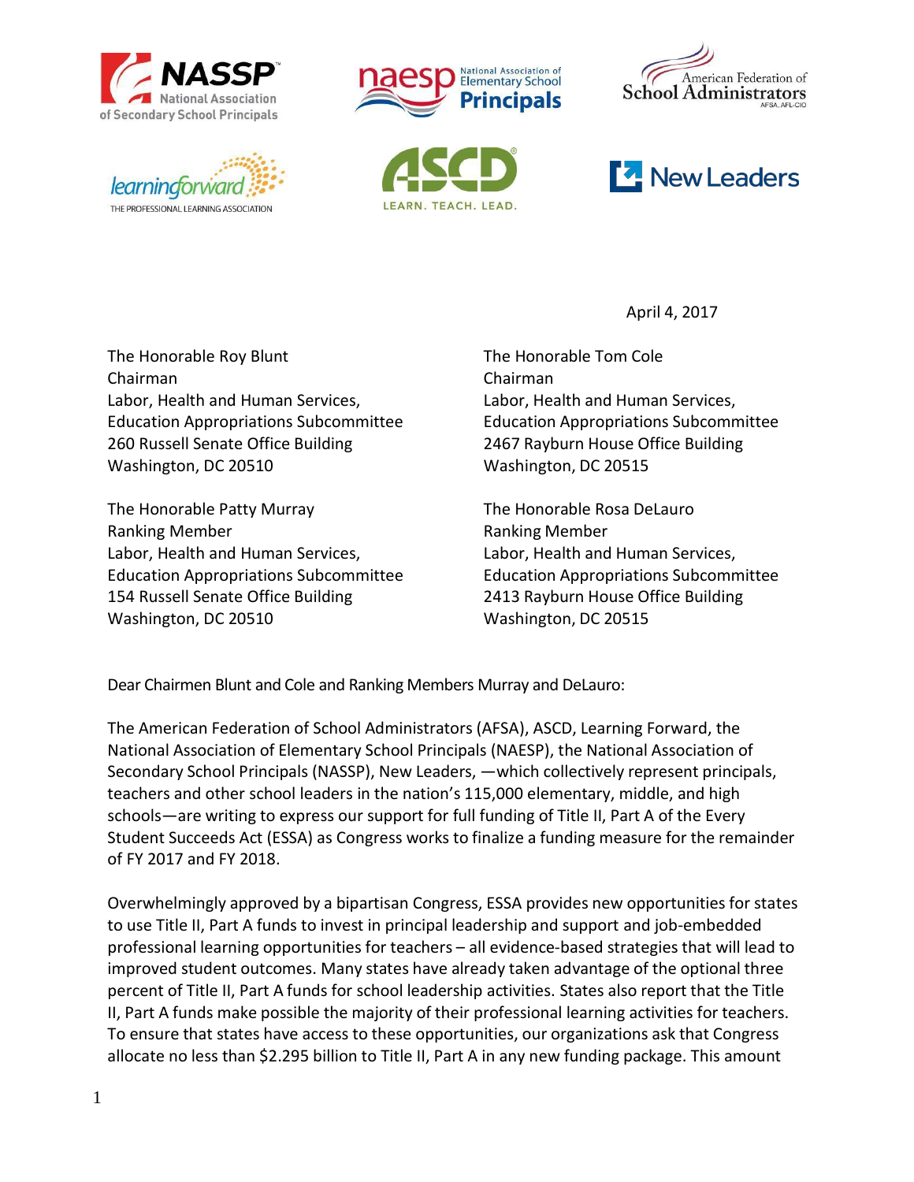April 4, 2017

The Honorable Roy Blunt
Chairman
Labor, Health and Human Services,
Education Appropriations Subcommittee
260 Russell Senate Office Building
Washington, DC 20510

The Honorable Tom Cole
Chairman
Labor, Health and Human Services,
Education Appropriations Subcommittee
2467 Rayburn House Office Building
Washington, DC 20515

The Honorable Patty Murray
Ranking Member
Labor, Health and Human Services,
Education Appropriations Subcommittee
154 Russell Senate Office Building
Washington, DC 20510

The Honorable Rosa DeLauro
Ranking Member
Labor, Health and Human Services,
Education Appropriations Subcommittee
2413 Rayburn House Office Building
Washington, DC 20515

Dear Chairmen Blunt and Cole and Ranking Members Murray and DeLauro:

The American Federation of School Administrators (AFSA), ASCD, Learning Forward, the National Association of Elementary School Principals (NAESP), the National Association of Secondary School Principals (NASSP), New Leaders, —which collectively represent principals, teachers and other school leaders in the nation's 115,000 elementary, middle, and high schools—are writing to express our support for full funding of Title II, Part A of the Every Student Succeeds Act (ESSA) as Congress works to finalize a funding measure for the remainder of FY 2017 and FY 2018.

Overwhelmingly approved by a bipartisan Congress, ESSA provides new opportunities for states to use Title II, Part A funds to invest in principal leadership and support and job-embedded professional learning opportunities for teachers – all evidence-based strategies that will lead to improved student outcomes. Many states have already taken advantage of the optional three percent of Title II, Part A funds for school leadership activities. States also report that the Title II, Part A funds make possible the majority of their professional learning activities for teachers. To ensure that states have access to these opportunities, our organizations ask that Congress allocate no less than $2.295 billion to Title II, Part A in any new funding package. This amount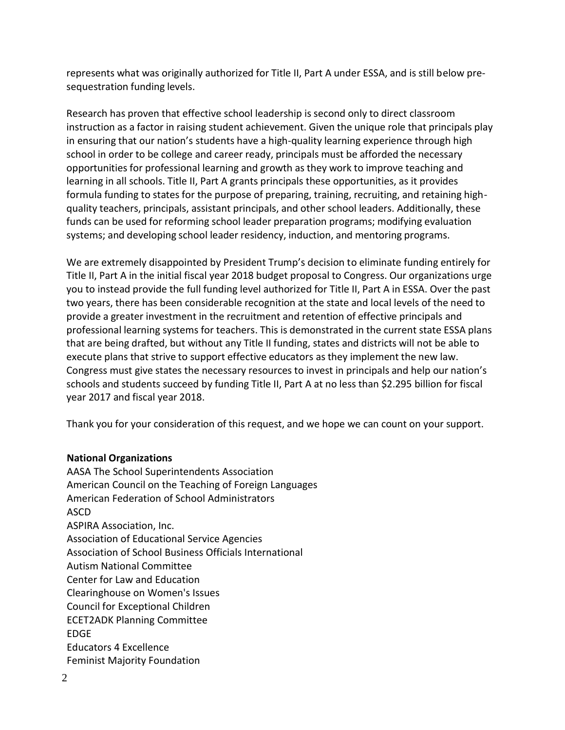represents what was originally authorized for Title II, Part A under ESSA, and is still below pre-sequestration funding levels.

Research has proven that effective school leadership is second only to direct classroom instruction as a factor in raising student achievement. Given the unique role that principals play in ensuring that our nation's students have a high-quality learning experience through high school in order to be college and career ready, principals must be afforded the necessary opportunities for professional learning and growth as they work to improve teaching and learning in all schools. Title II, Part A grants principals these opportunities, as it provides formula funding to states for the purpose of preparing, training, recruiting, and retaining high-quality teachers, principals, assistant principals, and other school leaders. Additionally, these funds can be used for reforming school leader preparation programs; modifying evaluation systems; and developing school leader residency, induction, and mentoring programs.

We are extremely disappointed by President Trump's decision to eliminate funding entirely for Title II, Part A in the initial fiscal year 2018 budget proposal to Congress. Our organizations urge you to instead provide the full funding level authorized for Title II, Part A in ESSA. Over the past two years, there has been considerable recognition at the state and local levels of the need to provide a greater investment in the recruitment and retention of effective principals and professional learning systems for teachers. This is demonstrated in the current state ESSA plans that are being drafted, but without any Title II funding, states and districts will not be able to execute plans that strive to support effective educators as they implement the new law. Congress must give states the necessary resources to invest in principals and help our nation's schools and students succeed by funding Title II, Part A at no less than $2.295 billion for fiscal year 2017 and fiscal year 2018.

Thank you for your consideration of this request, and we hope we can count on your support.

**National Organizations**

AASA The School Superintendents Association
American Council on the Teaching of Foreign Languages
American Federation of School Administrators
ASCD
ASPIRA Association, Inc.
Association of Educational Service Agencies
Association of School Business Officials International
Autism National Committee
Center for Law and Education
Clearinghouse on Women's Issues
Council for Exceptional Children
ECET2ADK Planning Committee
EDGE
Educators 4 Excellence
Feminist Majority Foundation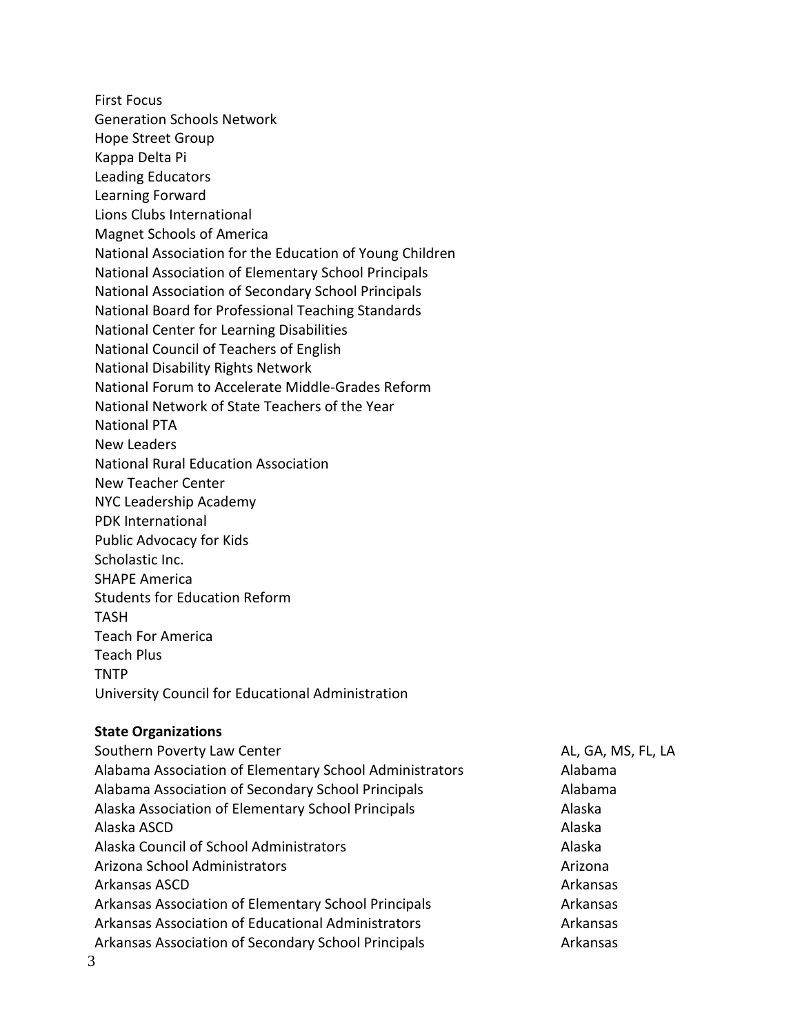First Focus
Generation Schools Network
Hope Street Group
Kappa Delta Pi
Leading Educators
Learning Forward
Lions Clubs International
Magnet Schools of America
National Association for the Education of Young Children
National Association of Elementary School Principals
National Association of Secondary School Principals
National Board for Professional Teaching Standards
National Center for Learning Disabilities
National Council of Teachers of English
National Disability Rights Network
National Forum to Accelerate Middle-Grades Reform
National Network of State Teachers of the Year
National PTA
New Leaders
National Rural Education Association
New Teacher Center
NYC Leadership Academy
PDK International
Public Advocacy for Kids
Scholastic Inc.
SHAPE America
Students for Education Reform
TASH
Teach For America
Teach Plus
TNTP
University Council for Educational Administration

**State Organizations**

| | |
|---|---|
| Southern Poverty Law Center | AL, GA, MS, FL, LA |
| Alabama Association of Elementary School Administrators | Alabama |
| Alabama Association of Secondary School Principals | Alabama |
| Alaska Association of Elementary School Principals | Alaska |
| Alaska ASCD | Alaska |
| Alaska Council of School Administrators | Alaska |
| Arizona School Administrators | Arizona |
| Arkansas ASCD | Arkansas |
| Arkansas Association of Elementary School Principals | Arkansas |
| Arkansas Association of Educational Administrators | Arkansas |
| Arkansas Association of Secondary School Principals | Arkansas |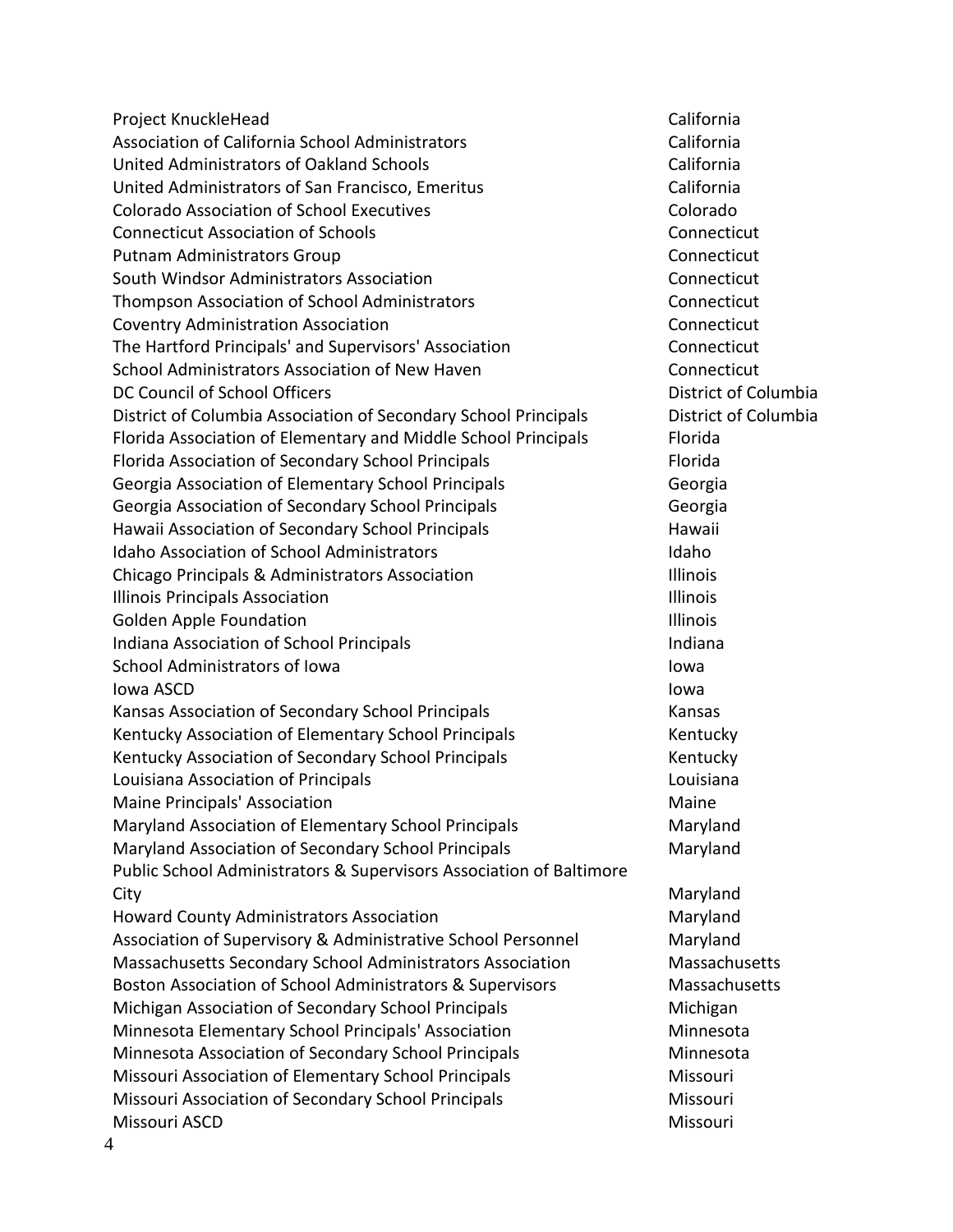| Organization | State |
|---|---|
| Project KnuckleHead | California |
| Association of California School Administrators | California |
| United Administrators of Oakland Schools | California |
| United Administrators of San Francisco, Emeritus | California |
| Colorado Association of School Executives | Colorado |
| Connecticut Association of Schools | Connecticut |
| Putnam Administrators Group | Connecticut |
| South Windsor Administrators Association | Connecticut |
| Thompson Association of School Administrators | Connecticut |
| Coventry Administration Association | Connecticut |
| The Hartford Principals' and Supervisors' Association | Connecticut |
| School Administrators Association of New Haven | Connecticut |
| DC Council of School Officers | District of Columbia |
| District of Columbia Association of Secondary School Principals | District of Columbia |
| Florida Association of Elementary and Middle School Principals | Florida |
| Florida Association of Secondary School Principals | Florida |
| Georgia Association of Elementary School Principals | Georgia |
| Georgia Association of Secondary School Principals | Georgia |
| Hawaii Association of Secondary School Principals | Hawaii |
| Idaho Association of School Administrators | Idaho |
| Chicago Principals & Administrators Association | Illinois |
| Illinois Principals Association | Illinois |
| Golden Apple Foundation | Illinois |
| Indiana Association of School Principals | Indiana |
| School Administrators of Iowa | Iowa |
| Iowa ASCD | Iowa |
| Kansas Association of Secondary School Principals | Kansas |
| Kentucky Association of Elementary School Principals | Kentucky |
| Kentucky Association of Secondary School Principals | Kentucky |
| Louisiana Association of Principals | Louisiana |
| Maine Principals' Association | Maine |
| Maryland Association of Elementary School Principals | Maryland |
| Maryland Association of Secondary School Principals | Maryland |
| Public School Administrators & Supervisors Association of Baltimore City | Maryland |
| Howard County Administrators Association | Maryland |
| Association of Supervisory & Administrative School Personnel | Maryland |
| Massachusetts Secondary School Administrators Association | Massachusetts |
| Boston Association of School Administrators & Supervisors | Massachusetts |
| Michigan Association of Secondary School Principals | Michigan |
| Minnesota Elementary School Principals' Association | Minnesota |
| Minnesota Association of Secondary School Principals | Minnesota |
| Missouri Association of Elementary School Principals | Missouri |
| Missouri Association of Secondary School Principals | Missouri |
| Missouri ASCD | Missouri |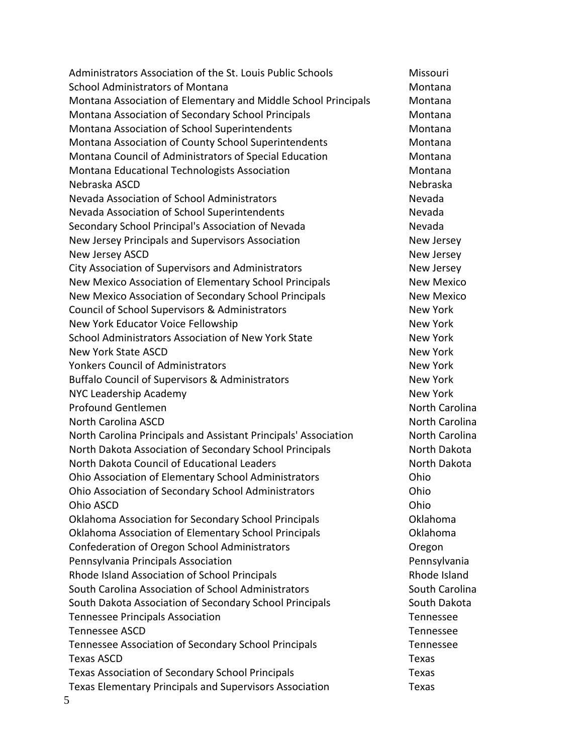| | |
|---|---|
| Administrators Association of the St. Louis Public Schools | Missouri |
| School Administrators of Montana | Montana |
| Montana Association of Elementary and Middle School Principals | Montana |
| Montana Association of Secondary School Principals | Montana |
| Montana Association of School Superintendents | Montana |
| Montana Association of County School Superintendents | Montana |
| Montana Council of Administrators of Special Education | Montana |
| Montana Educational Technologists Association | Montana |
| Nebraska ASCD | Nebraska |
| Nevada Association of School Administrators | Nevada |
| Nevada Association of School Superintendents | Nevada |
| Secondary School Principal's Association of Nevada | Nevada |
| New Jersey Principals and Supervisors Association | New Jersey |
| New Jersey ASCD | New Jersey |
| City Association of Supervisors and Administrators | New Jersey |
| New Mexico Association of Elementary School Principals | New Mexico |
| New Mexico Association of Secondary School Principals | New Mexico |
| Council of School Supervisors & Administrators | New York |
| New York Educator Voice Fellowship | New York |
| School Administrators Association of New York State | New York |
| New York State ASCD | New York |
| Yonkers Council of Administrators | New York |
| Buffalo Council of Supervisors & Administrators | New York |
| NYC Leadership Academy | New York |
| Profound Gentlemen | North Carolina |
| North Carolina ASCD | North Carolina |
| North Carolina Principals and Assistant Principals' Association | North Carolina |
| North Dakota Association of Secondary School Principals | North Dakota |
| North Dakota Council of Educational Leaders | North Dakota |
| Ohio Association of Elementary School Administrators | Ohio |
| Ohio Association of Secondary School Administrators | Ohio |
| Ohio ASCD | Ohio |
| Oklahoma Association for Secondary School Principals | Oklahoma |
| Oklahoma Association of Elementary School Principals | Oklahoma |
| Confederation of Oregon School Administrators | Oregon |
| Pennsylvania Principals Association | Pennsylvania |
| Rhode Island Association of School Principals | Rhode Island |
| South Carolina Association of School Administrators | South Carolina |
| South Dakota Association of Secondary School Principals | South Dakota |
| Tennessee Principals Association | Tennessee |
| Tennessee ASCD | Tennessee |
| Tennessee Association of Secondary School Principals | Tennessee |
| Texas ASCD | Texas |
| Texas Association of Secondary School Principals | Texas |
| Texas Elementary Principals and Supervisors Association | Texas |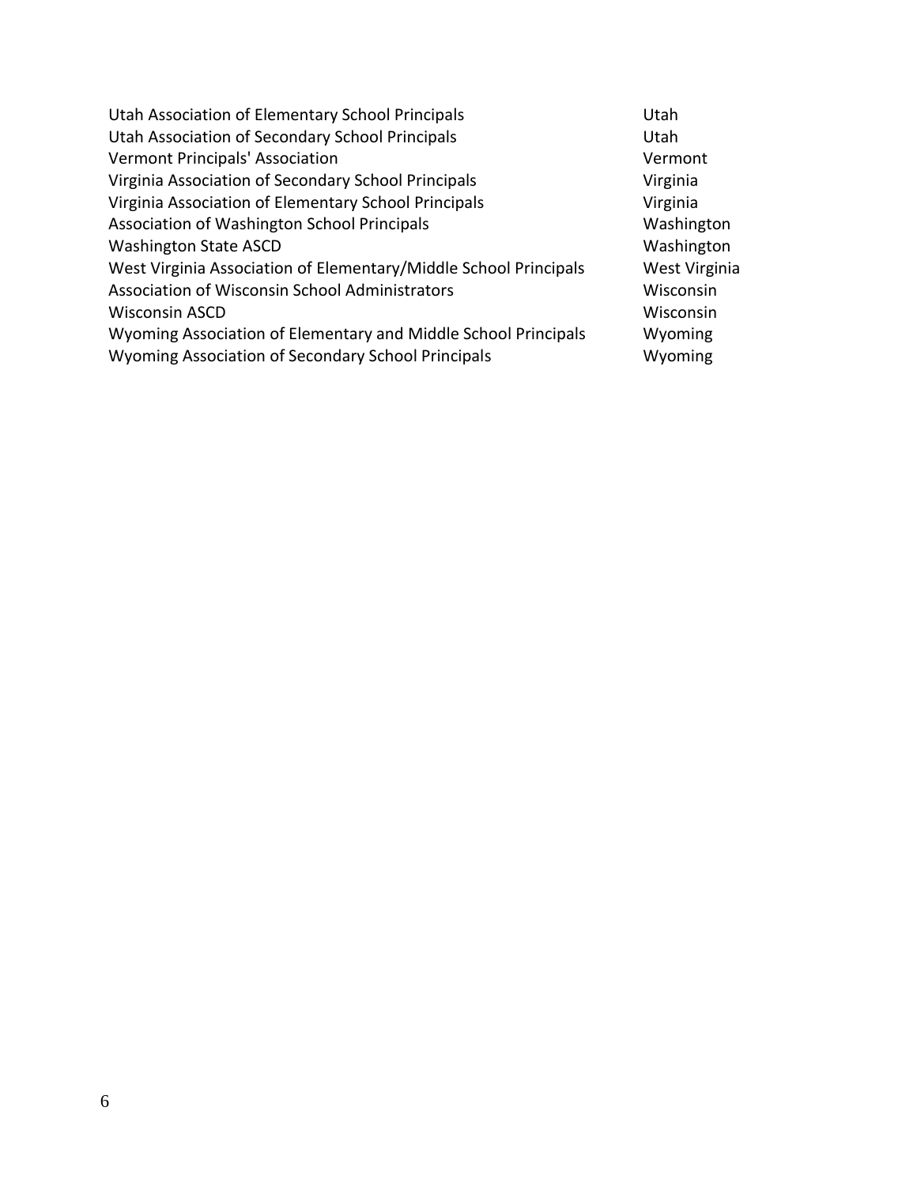| | |
|---|---|
| Utah Association of Elementary School Principals | Utah |
| Utah Association of Secondary School Principals | Utah |
| Vermont Principals' Association | Vermont |
| Virginia Association of Secondary School Principals | Virginia |
| Virginia Association of Elementary School Principals | Virginia |
| Association of Washington School Principals | Washington |
| Washington State ASCD | Washington |
| West Virginia Association of Elementary/Middle School Principals | West Virginia |
| Association of Wisconsin School Administrators | Wisconsin |
| Wisconsin ASCD | Wisconsin |
| Wyoming Association of Elementary and Middle School Principals | Wyoming |
| Wyoming Association of Secondary School Principals | Wyoming |